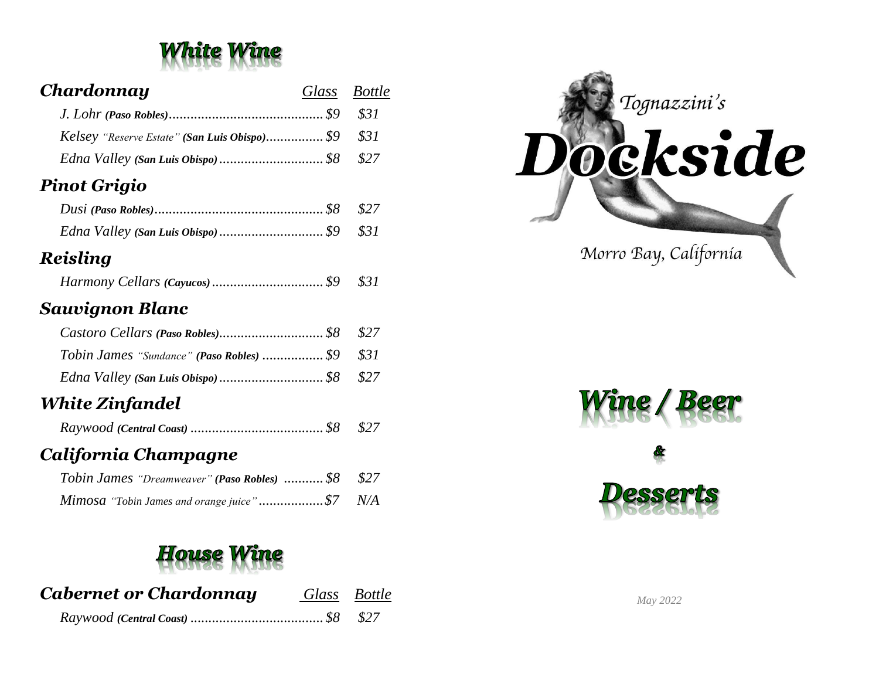# White Wine

| Chardonnay | Glass | Bottle |
|---|---|---|
| J. Lohr **(Paso Robles)** | $9 | $31 |
| Kelsey *"Reserve Estate"* **(San Luis Obispo)** | $9 | $31 |
| Edna Valley **(San Luis Obispo)** | $8 | $27 |
| **Pinot Grigio** | | |
| Dusi **(Paso Robles)** | $8 | $27 |
| Edna Valley **(San Luis Obispo)** | $9 | $31 |
| **Reisling** | | |
| Harmony Cellars **(Cayucos)** | $9 | $31 |
| **Sauvignon Blanc** | | |
| Castoro Cellars **(Paso Robles)** | $8 | $27 |
| Tobin James *"Sundance"* **(Paso Robles)** | $9 | $31 |
| Edna Valley **(San Luis Obispo)** | $8 | $27 |
| **White Zinfandel** | | |
| Raywood **(Central Coast)** | $8 | $27 |
| **California Champagne** | | |
| Tobin James *"Dreamweaver"* **(Paso Robles)** | $8 | $27 |
| Mimosa *"Tobin James and orange juice"* | $7 | N/A |

# House Wine

| Cabernet or Chardonnay | Glass | Bottle |
|---|---|---|
| Raywood **(Central Coast)** | $8 | $27 |

Tognazzini's

# Dockside

Morro Bay, California

# Wine / Beer

&

# Desserts

*May 2022*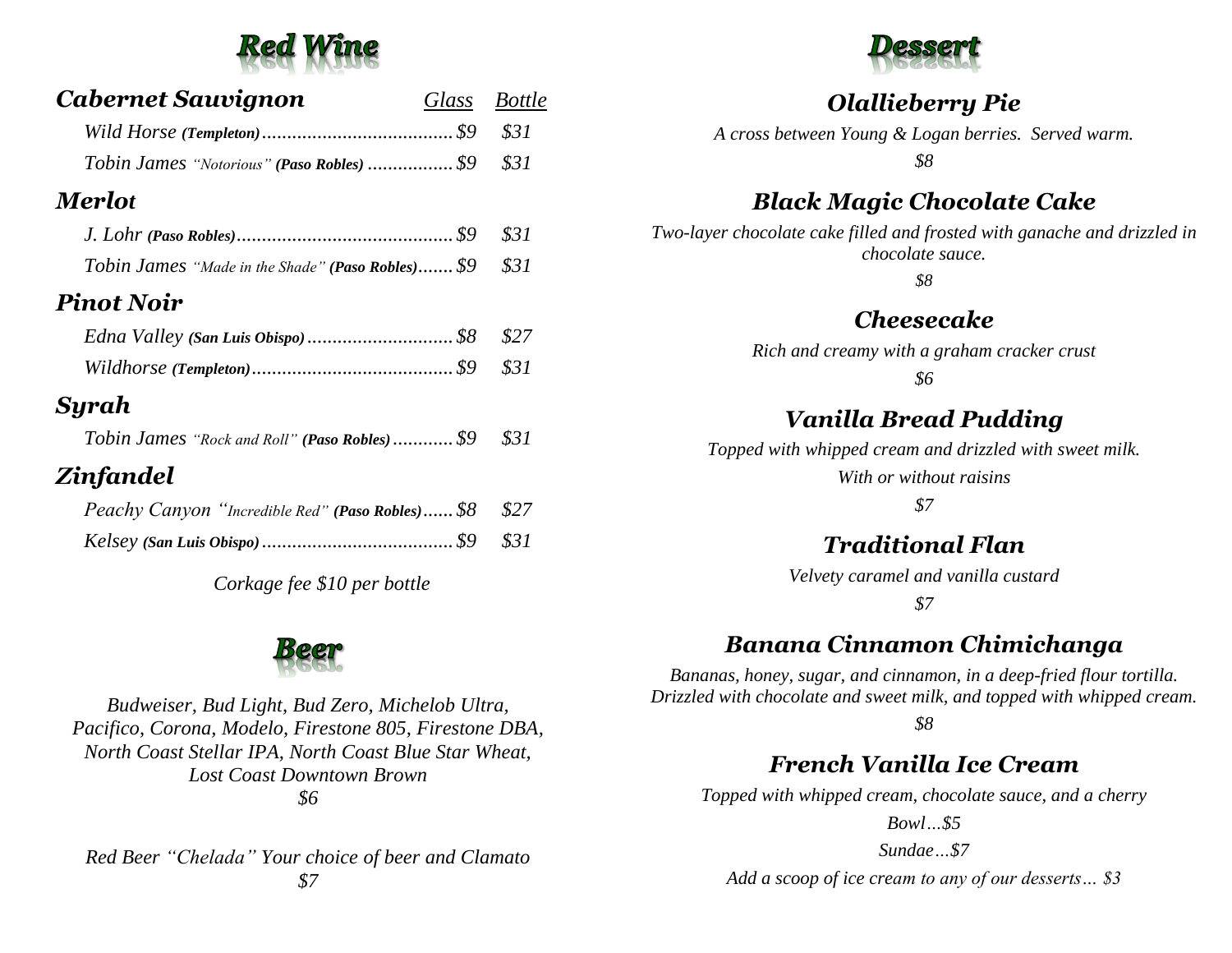# Red Wine

| | Glass | Bottle |
|---|---|---|
| ***Cabernet Sauvignon*** | | |
| *Wild Horse **(Templeton)*** | *$9* | *$31* |
| *Tobin James "Notorious" **(Paso Robles)*** | *$9* | *$31* |
| ***Merlot*** | | |
| *J. Lohr **(Paso Robles)*** | *$9* | *$31* |
| *Tobin James "Made in the Shade" **(Paso Robles)*** | *$9* | *$31* |
| ***Pinot Noir*** | | |
| *Edna Valley **(San Luis Obispo)*** | *$8* | *$27* |
| *Wildhorse **(Templeton)*** | *$9* | *$31* |
| ***Syrah*** | | |
| *Tobin James "Rock and Roll" **(Paso Robles)*** | *$9* | *$31* |
| ***Zinfandel*** | | |
| *Peachy Canyon "Incredible Red" **(Paso Robles)*** | *$8* | *$27* |
| *Kelsey **(San Luis Obispo)*** | *$9* | *$31* |

*Corkage fee $10 per bottle*

# Beer

*Budweiser, Bud Light, Bud Zero, Michelob Ultra, Pacifico, Corona, Modelo, Firestone 805, Firestone DBA, North Coast Stellar IPA, North Coast Blue Star Wheat, Lost Coast Downtown Brown*

*$6*

*Red Beer "Chelada" Your choice of beer and Clamato*

*$7*

# Dessert

## Olallieberry Pie

*A cross between Young & Logan berries. Served warm.*

*$8*

## Black Magic Chocolate Cake

*Two-layer chocolate cake filled and frosted with ganache and drizzled in chocolate sauce.*

*$8*

## Cheesecake

*Rich and creamy with a graham cracker crust*

*$6*

## Vanilla Bread Pudding

*Topped with whipped cream and drizzled with sweet milk.*

*With or without raisins*

*$7*

## Traditional Flan

*Velvety caramel and vanilla custard*

*$7*

## Banana Cinnamon Chimichanga

*Bananas, honey, sugar, and cinnamon, in a deep-fried flour tortilla. Drizzled with chocolate and sweet milk, and topped with whipped cream.*

*$8*

## French Vanilla Ice Cream

*Topped with whipped cream, chocolate sauce, and a cherry*

*Bowl…$5*

*Sundae…$7*

*Add a scoop of ice cream to any of our desserts… $3*